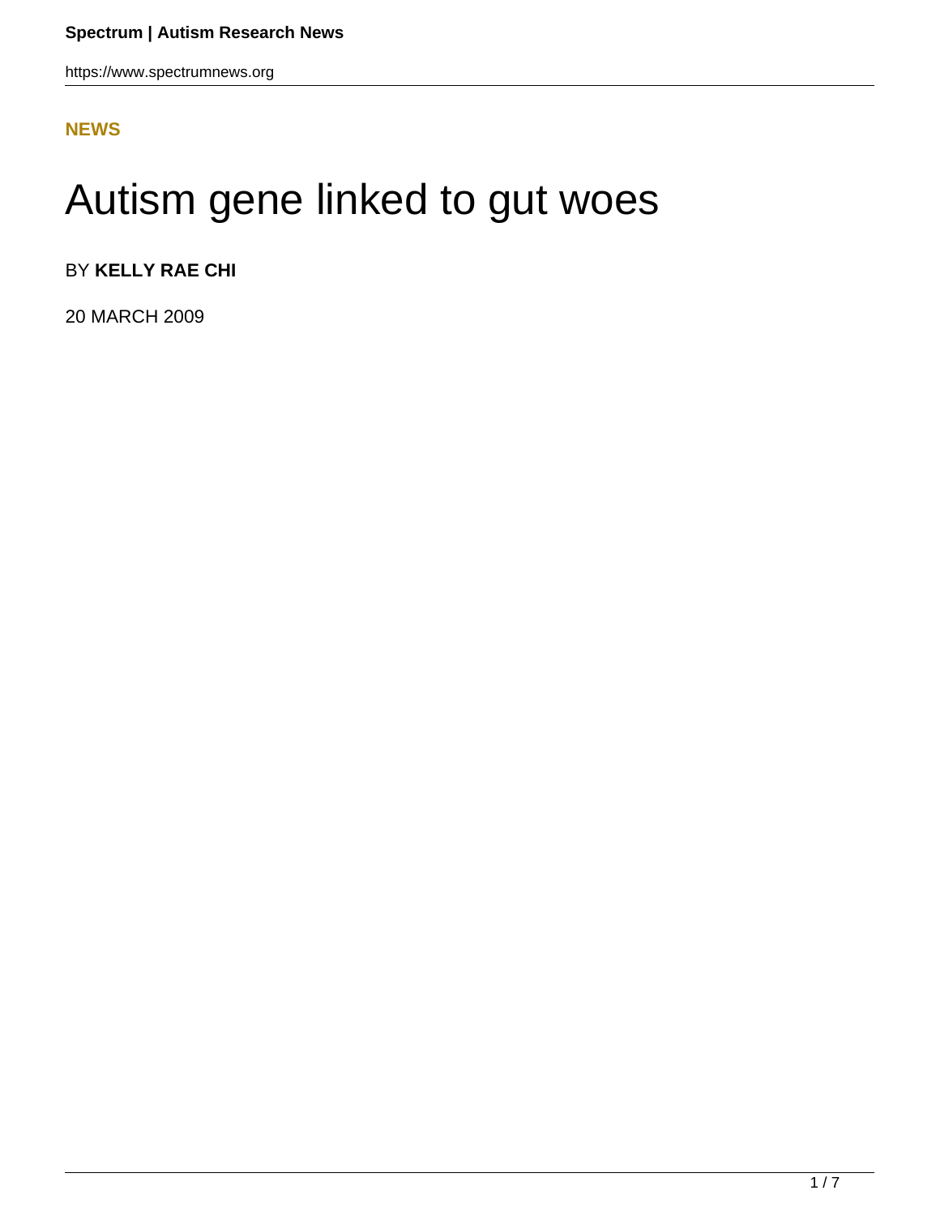**NEWS**

# Autism gene linked to gut woes

BY **KELLY RAE CHI**

20 MARCH 2009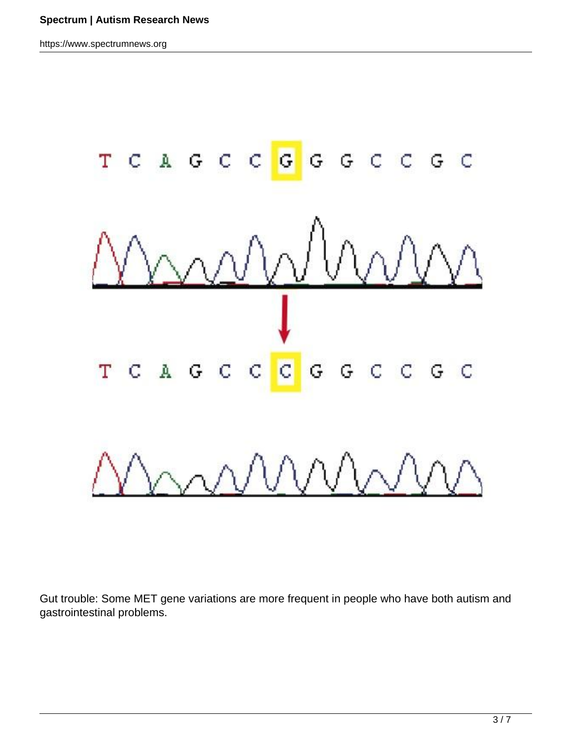Gut trouble: Some MET gene variations are more frequent in people who have both autism and gastrointestinal problems.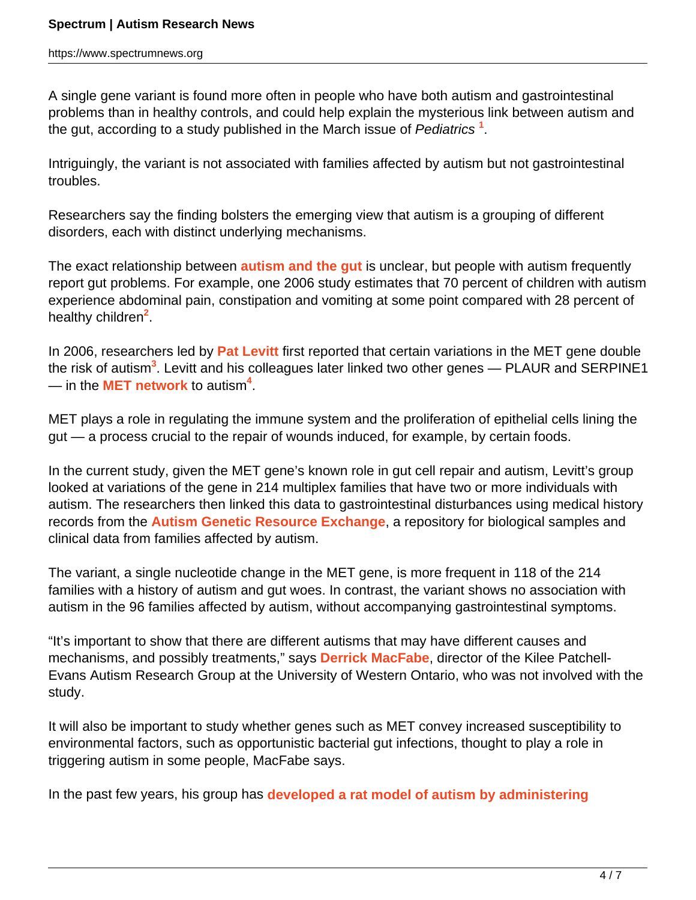A single gene variant is found more often in people who have both autism and gastrointestinal problems than in healthy controls, and could help explain the mysterious link between autism and the gut, according to a study published in the March issue of *Pediatrics* [1].

Intriguingly, the variant is not associated with families affected by autism but not gastrointestinal troubles.

Researchers say the finding bolsters the emerging view that autism is a grouping of different disorders, each with distinct underlying mechanisms.

The exact relationship between **autism and the gut** is unclear, but people with autism frequently report gut problems. For example, one 2006 study estimates that 70 percent of children with autism experience abdominal pain, constipation and vomiting at some point compared with 28 percent of healthy children[2].

In 2006, researchers led by **Pat Levitt** first reported that certain variations in the MET gene double the risk of autism[3]. Levitt and his colleagues later linked two other genes — PLAUR and SERPINE1 — in the **MET network** to autism[4].

MET plays a role in regulating the immune system and the proliferation of epithelial cells lining the gut — a process crucial to the repair of wounds induced, for example, by certain foods.

In the current study, given the MET gene's known role in gut cell repair and autism, Levitt's group looked at variations of the gene in 214 multiplex families that have two or more individuals with autism. The researchers then linked this data to gastrointestinal disturbances using medical history records from the **Autism Genetic Resource Exchange**, a repository for biological samples and clinical data from families affected by autism.

The variant, a single nucleotide change in the MET gene, is more frequent in 118 of the 214 families with a history of autism and gut woes. In contrast, the variant shows no association with autism in the 96 families affected by autism, without accompanying gastrointestinal symptoms.

"It's important to show that there are different autisms that may have different causes and mechanisms, and possibly treatments," says **Derrick MacFabe**, director of the Kilee Patchell-Evans Autism Research Group at the University of Western Ontario, who was not involved with the study.

It will also be important to study whether genes such as MET convey increased susceptibility to environmental factors, such as opportunistic bacterial gut infections, thought to play a role in triggering autism in some people, MacFabe says.

In the past few years, his group has **developed a rat model of autism by administering**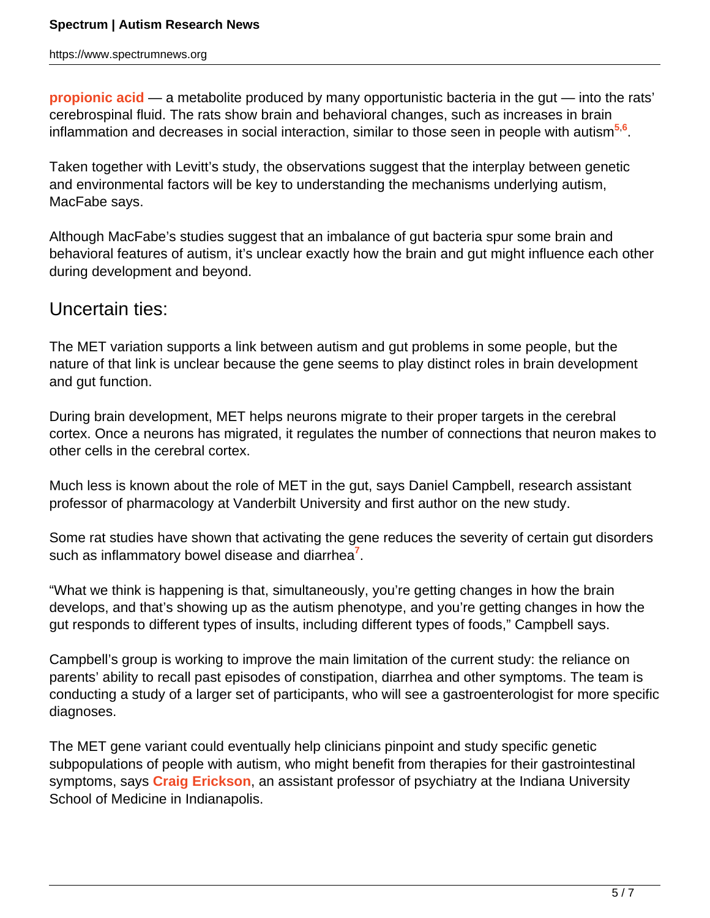propionic acid — a metabolite produced by many opportunistic bacteria in the gut — into the rats' cerebrospinal fluid. The rats show brain and behavioral changes, such as increases in brain inflammation and decreases in social interaction, similar to those seen in people with autism[5,6].

Taken together with Levitt's study, the observations suggest that the interplay between genetic and environmental factors will be key to understanding the mechanisms underlying autism, MacFabe says.

Although MacFabe's studies suggest that an imbalance of gut bacteria spur some brain and behavioral features of autism, it's unclear exactly how the brain and gut might influence each other during development and beyond.

## Uncertain ties:

The MET variation supports a link between autism and gut problems in some people, but the nature of that link is unclear because the gene seems to play distinct roles in brain development and gut function.

During brain development, MET helps neurons migrate to their proper targets in the cerebral cortex. Once a neurons has migrated, it regulates the number of connections that neuron makes to other cells in the cerebral cortex.

Much less is known about the role of MET in the gut, says Daniel Campbell, research assistant professor of pharmacology at Vanderbilt University and first author on the new study.

Some rat studies have shown that activating the gene reduces the severity of certain gut disorders such as inflammatory bowel disease and diarrhea[7].

"What we think is happening is that, simultaneously, you're getting changes in how the brain develops, and that's showing up as the autism phenotype, and you're getting changes in how the gut responds to different types of insults, including different types of foods," Campbell says.

Campbell's group is working to improve the main limitation of the current study: the reliance on parents' ability to recall past episodes of constipation, diarrhea and other symptoms. The team is conducting a study of a larger set of participants, who will see a gastroenterologist for more specific diagnoses.

The MET gene variant could eventually help clinicians pinpoint and study specific genetic subpopulations of people with autism, who might benefit from therapies for their gastrointestinal symptoms, says Craig Erickson, an assistant professor of psychiatry at the Indiana University School of Medicine in Indianapolis.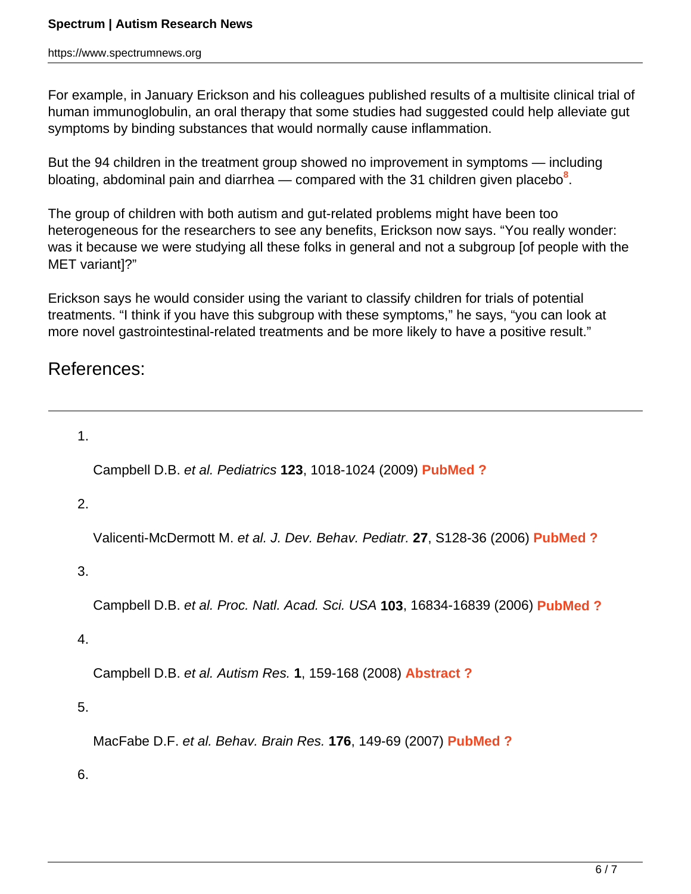For example, in January Erickson and his colleagues published results of a multisite clinical trial of human immunoglobulin, an oral therapy that some studies had suggested could help alleviate gut symptoms by binding substances that would normally cause inflammation.

But the 94 children in the treatment group showed no improvement in symptoms — including bloating, abdominal pain and diarrhea — compared with the 31 children given placebo[8].

The group of children with both autism and gut-related problems might have been too heterogeneous for the researchers to see any benefits, Erickson now says. “You really wonder: was it because we were studying all these folks in general and not a subgroup [of people with the MET variant]?”

Erickson says he would consider using the variant to classify children for trials of potential treatments. “I think if you have this subgroup with these symptoms,” he says, “you can look at more novel gastrointestinal-related treatments and be more likely to have a positive result.”

## References:

1. Campbell D.B. *et al. Pediatrics* **123**, 1018-1024 (2009) **PubMed ?**

2. Valicenti-McDermott M. *et al. J. Dev. Behav. Pediatr.* **27**, S128-36 (2006) **PubMed ?**

3. Campbell D.B. *et al. Proc. Natl. Acad. Sci. USA* **103**, 16834-16839 (2006) **PubMed ?**

4. Campbell D.B. *et al. Autism Res.* **1**, 159-168 (2008) **Abstract ?**

5. MacFabe D.F. *et al. Behav. Brain Res.* **176**, 149-69 (2007) **PubMed ?**

6.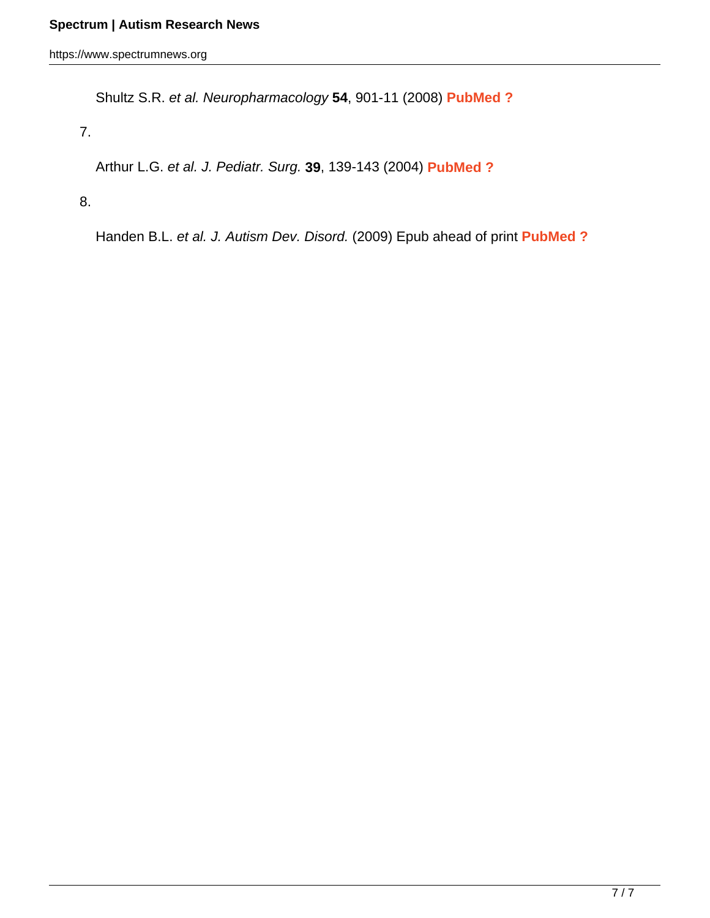Shultz S.R. *et al. Neuropharmacology* **54**, 901-11 (2008) **PubMed ?**

7.

Arthur L.G. *et al. J. Pediatr. Surg.* **39**, 139-143 (2004) **PubMed ?**

8.

Handen B.L. *et al. J. Autism Dev. Disord.* (2009) Epub ahead of print **PubMed ?**